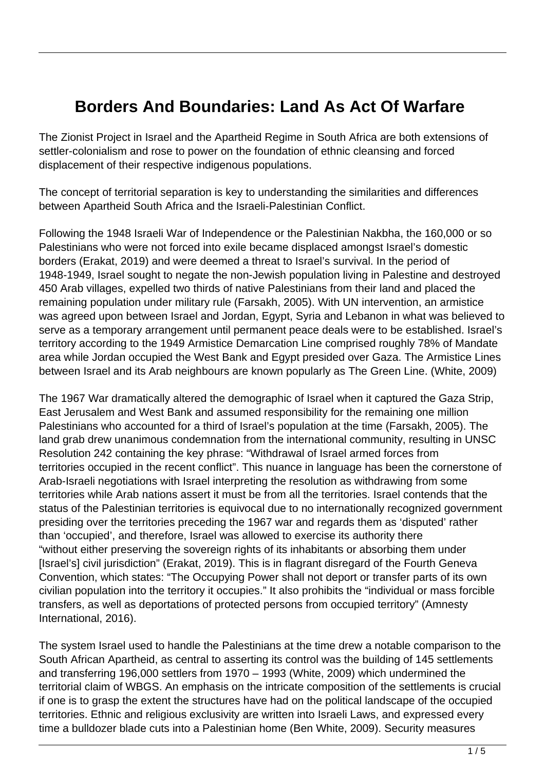# Borders And Boundaries: Land As Act Of Warfare

The Zionist Project in Israel and the Apartheid Regime in South Africa are both extensions of settler-colonialism and rose to power on the foundation of ethnic cleansing and forced displacement of their respective indigenous populations.

The concept of territorial separation is key to understanding the similarities and differences between Apartheid South Africa and the Israeli-Palestinian Conflict.

Following the 1948 Israeli War of Independence or the Palestinian Nakbha, the 160,000 or so Palestinians who were not forced into exile became displaced amongst Israel's domestic borders (Erakat, 2019) and were deemed a threat to Israel's survival. In the period of 1948-1949, Israel sought to negate the non-Jewish population living in Palestine and destroyed 450 Arab villages, expelled two thirds of native Palestinians from their land and placed the remaining population under military rule (Farsakh, 2005). With UN intervention, an armistice was agreed upon between Israel and Jordan, Egypt, Syria and Lebanon in what was believed to serve as a temporary arrangement until permanent peace deals were to be established. Israel's territory according to the 1949 Armistice Demarcation Line comprised roughly 78% of Mandate area while Jordan occupied the West Bank and Egypt presided over Gaza. The Armistice Lines between Israel and its Arab neighbours are known popularly as The Green Line. (White, 2009)

The 1967 War dramatically altered the demographic of Israel when it captured the Gaza Strip, East Jerusalem and West Bank and assumed responsibility for the remaining one million Palestinians who accounted for a third of Israel's population at the time (Farsakh, 2005). The land grab drew unanimous condemnation from the international community, resulting in UNSC Resolution 242 containing the key phrase: "Withdrawal of Israel armed forces from territories occupied in the recent conflict". This nuance in language has been the cornerstone of Arab-Israeli negotiations with Israel interpreting the resolution as withdrawing from some territories while Arab nations assert it must be from all the territories. Israel contends that the status of the Palestinian territories is equivocal due to no internationally recognized government presiding over the territories preceding the 1967 war and regards them as 'disputed' rather than 'occupied', and therefore, Israel was allowed to exercise its authority there "without either preserving the sovereign rights of its inhabitants or absorbing them under [Israel's] civil jurisdiction" (Erakat, 2019). This is in flagrant disregard of the Fourth Geneva Convention, which states: "The Occupying Power shall not deport or transfer parts of its own civilian population into the territory it occupies." It also prohibits the "individual or mass forcible transfers, as well as deportations of protected persons from occupied territory" (Amnesty International, 2016).

The system Israel used to handle the Palestinians at the time drew a notable comparison to the South African Apartheid, as central to asserting its control was the building of 145 settlements and transferring 196,000 settlers from 1970 – 1993 (White, 2009) which undermined the territorial claim of WBGS. An emphasis on the intricate composition of the settlements is crucial if one is to grasp the extent the structures have had on the political landscape of the occupied territories. Ethnic and religious exclusivity are written into Israeli Laws, and expressed every time a bulldozer blade cuts into a Palestinian home (Ben White, 2009). Security measures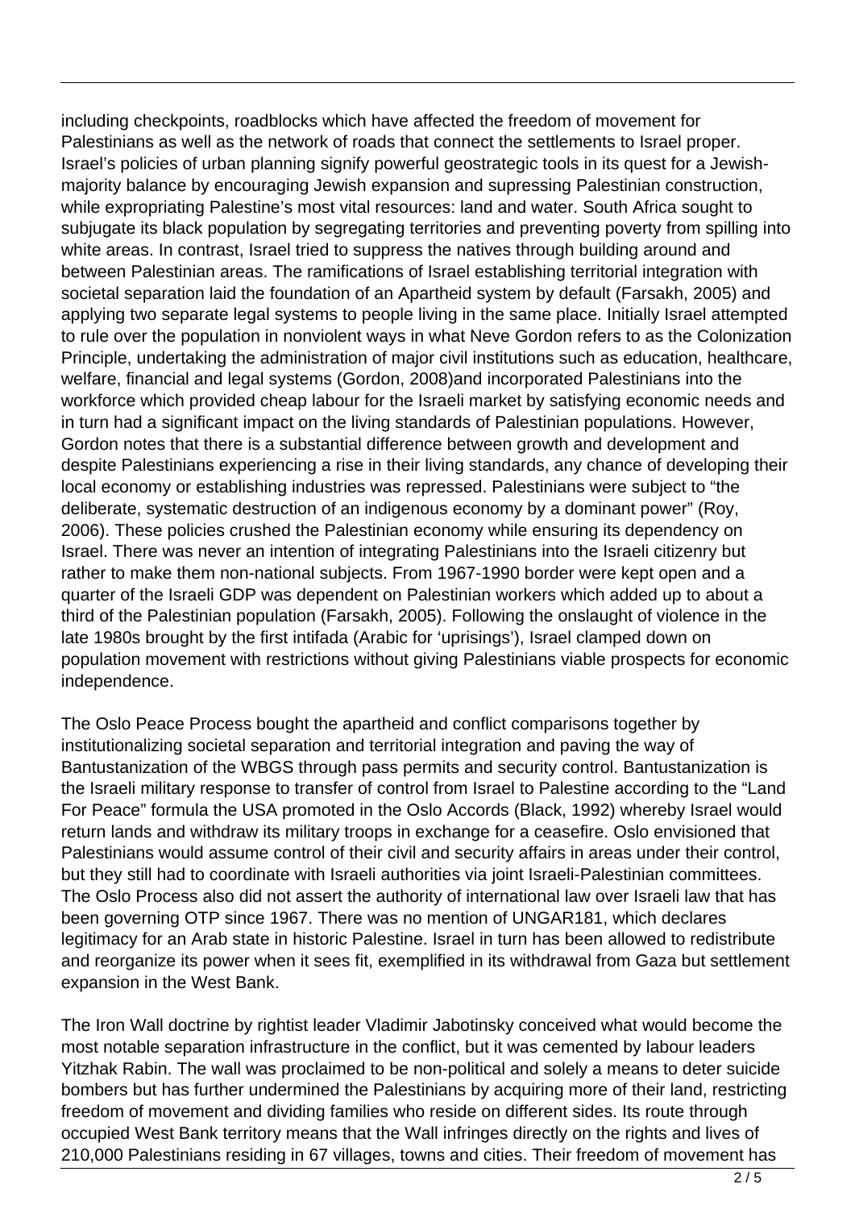including checkpoints, roadblocks which have affected the freedom of movement for Palestinians as well as the network of roads that connect the settlements to Israel proper. Israel's policies of urban planning signify powerful geostrategic tools in its quest for a Jewish-majority balance by encouraging Jewish expansion and supressing Palestinian construction, while expropriating Palestine's most vital resources: land and water. South Africa sought to subjugate its black population by segregating territories and preventing poverty from spilling into white areas. In contrast, Israel tried to suppress the natives through building around and between Palestinian areas. The ramifications of Israel establishing territorial integration with societal separation laid the foundation of an Apartheid system by default (Farsakh, 2005) and applying two separate legal systems to people living in the same place. Initially Israel attempted to rule over the population in nonviolent ways in what Neve Gordon refers to as the Colonization Principle, undertaking the administration of major civil institutions such as education, healthcare, welfare, financial and legal systems (Gordon, 2008)and incorporated Palestinians into the workforce which provided cheap labour for the Israeli market by satisfying economic needs and in turn had a significant impact on the living standards of Palestinian populations. However, Gordon notes that there is a substantial difference between growth and development and despite Palestinians experiencing a rise in their living standards, any chance of developing their local economy or establishing industries was repressed. Palestinians were subject to "the deliberate, systematic destruction of an indigenous economy by a dominant power" (Roy, 2006). These policies crushed the Palestinian economy while ensuring its dependency on Israel. There was never an intention of integrating Palestinians into the Israeli citizenry but rather to make them non-national subjects. From 1967-1990 border were kept open and a quarter of the Israeli GDP was dependent on Palestinian workers which added up to about a third of the Palestinian population (Farsakh, 2005). Following the onslaught of violence in the late 1980s brought by the first intifada (Arabic for 'uprisings'), Israel clamped down on population movement with restrictions without giving Palestinians viable prospects for economic independence.

The Oslo Peace Process bought the apartheid and conflict comparisons together by institutionalizing societal separation and territorial integration and paving the way of Bantustanization of the WBGS through pass permits and security control. Bantustanization is the Israeli military response to transfer of control from Israel to Palestine according to the "Land For Peace" formula the USA promoted in the Oslo Accords (Black, 1992) whereby Israel would return lands and withdraw its military troops in exchange for a ceasefire. Oslo envisioned that Palestinians would assume control of their civil and security affairs in areas under their control, but they still had to coordinate with Israeli authorities via joint Israeli-Palestinian committees. The Oslo Process also did not assert the authority of international law over Israeli law that has been governing OTP since 1967. There was no mention of UNGAR181, which declares legitimacy for an Arab state in historic Palestine. Israel in turn has been allowed to redistribute and reorganize its power when it sees fit, exemplified in its withdrawal from Gaza but settlement expansion in the West Bank.

The Iron Wall doctrine by rightist leader Vladimir Jabotinsky conceived what would become the most notable separation infrastructure in the conflict, but it was cemented by labour leaders Yitzhak Rabin. The wall was proclaimed to be non-political and solely a means to deter suicide bombers but has further undermined the Palestinians by acquiring more of their land, restricting freedom of movement and dividing families who reside on different sides. Its route through occupied West Bank territory means that the Wall infringes directly on the rights and lives of 210,000 Palestinians residing in 67 villages, towns and cities. Their freedom of movement has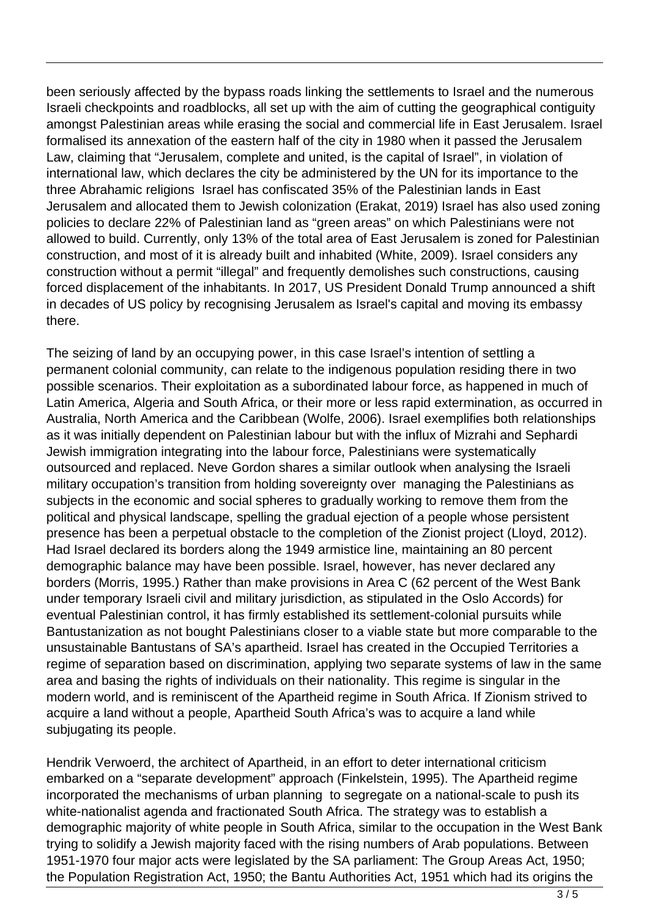been seriously affected by the bypass roads linking the settlements to Israel and the numerous Israeli checkpoints and roadblocks, all set up with the aim of cutting the geographical contiguity amongst Palestinian areas while erasing the social and commercial life in East Jerusalem. Israel formalised its annexation of the eastern half of the city in 1980 when it passed the Jerusalem Law, claiming that "Jerusalem, complete and united, is the capital of Israel", in violation of international law, which declares the city be administered by the UN for its importance to the three Abrahamic religions Israel has confiscated 35% of the Palestinian lands in East Jerusalem and allocated them to Jewish colonization (Erakat, 2019) Israel has also used zoning policies to declare 22% of Palestinian land as "green areas" on which Palestinians were not allowed to build. Currently, only 13% of the total area of East Jerusalem is zoned for Palestinian construction, and most of it is already built and inhabited (White, 2009). Israel considers any construction without a permit "illegal" and frequently demolishes such constructions, causing forced displacement of the inhabitants. In 2017, US President Donald Trump announced a shift in decades of US policy by recognising Jerusalem as Israel's capital and moving its embassy there.

The seizing of land by an occupying power, in this case Israel's intention of settling a permanent colonial community, can relate to the indigenous population residing there in two possible scenarios. Their exploitation as a subordinated labour force, as happened in much of Latin America, Algeria and South Africa, or their more or less rapid extermination, as occurred in Australia, North America and the Caribbean (Wolfe, 2006). Israel exemplifies both relationships as it was initially dependent on Palestinian labour but with the influx of Mizrahi and Sephardi Jewish immigration integrating into the labour force, Palestinians were systematically outsourced and replaced. Neve Gordon shares a similar outlook when analysing the Israeli military occupation's transition from holding sovereignty over managing the Palestinians as subjects in the economic and social spheres to gradually working to remove them from the political and physical landscape, spelling the gradual ejection of a people whose persistent presence has been a perpetual obstacle to the completion of the Zionist project (Lloyd, 2012). Had Israel declared its borders along the 1949 armistice line, maintaining an 80 percent demographic balance may have been possible. Israel, however, has never declared any borders (Morris, 1995.) Rather than make provisions in Area C (62 percent of the West Bank under temporary Israeli civil and military jurisdiction, as stipulated in the Oslo Accords) for eventual Palestinian control, it has firmly established its settlement-colonial pursuits while Bantustanization as not bought Palestinians closer to a viable state but more comparable to the unsustainable Bantustans of SA's apartheid. Israel has created in the Occupied Territories a regime of separation based on discrimination, applying two separate systems of law in the same area and basing the rights of individuals on their nationality. This regime is singular in the modern world, and is reminiscent of the Apartheid regime in South Africa. If Zionism strived to acquire a land without a people, Apartheid South Africa's was to acquire a land while subjugating its people.

Hendrik Verwoerd, the architect of Apartheid, in an effort to deter international criticism embarked on a "separate development" approach (Finkelstein, 1995). The Apartheid regime incorporated the mechanisms of urban planning to segregate on a national-scale to push its white-nationalist agenda and fractionated South Africa. The strategy was to establish a demographic majority of white people in South Africa, similar to the occupation in the West Bank trying to solidify a Jewish majority faced with the rising numbers of Arab populations. Between 1951-1970 four major acts were legislated by the SA parliament: The Group Areas Act, 1950; the Population Registration Act, 1950; the Bantu Authorities Act, 1951 which had its origins the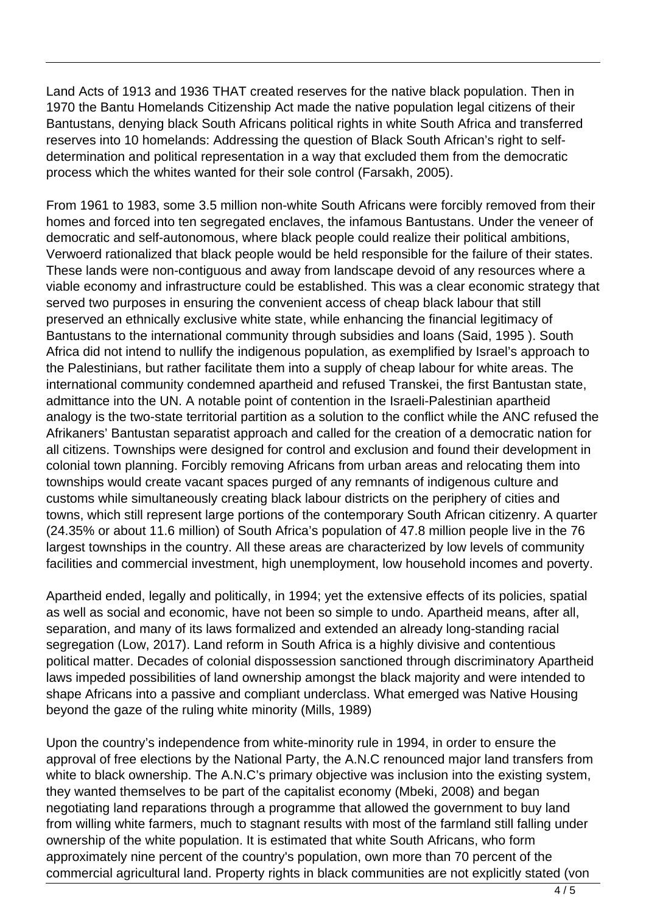Land Acts of 1913 and 1936 THAT created reserves for the native black population. Then in 1970 the Bantu Homelands Citizenship Act made the native population legal citizens of their Bantustans, denying black South Africans political rights in white South Africa and transferred reserves into 10 homelands: Addressing the question of Black South African's right to self-determination and political representation in a way that excluded them from the democratic process which the whites wanted for their sole control (Farsakh, 2005).

From 1961 to 1983, some 3.5 million non-white South Africans were forcibly removed from their homes and forced into ten segregated enclaves, the infamous Bantustans. Under the veneer of democratic and self-autonomous, where black people could realize their political ambitions, Verwoerd rationalized that black people would be held responsible for the failure of their states. These lands were non-contiguous and away from landscape devoid of any resources where a viable economy and infrastructure could be established. This was a clear economic strategy that served two purposes in ensuring the convenient access of cheap black labour that still preserved an ethnically exclusive white state, while enhancing the financial legitimacy of Bantustans to the international community through subsidies and loans (Said, 1995 ). South Africa did not intend to nullify the indigenous population, as exemplified by Israel's approach to the Palestinians, but rather facilitate them into a supply of cheap labour for white areas. The international community condemned apartheid and refused Transkei, the first Bantustan state, admittance into the UN. A notable point of contention in the Israeli-Palestinian apartheid analogy is the two-state territorial partition as a solution to the conflict while the ANC refused the Afrikaners' Bantustan separatist approach and called for the creation of a democratic nation for all citizens. Townships were designed for control and exclusion and found their development in colonial town planning. Forcibly removing Africans from urban areas and relocating them into townships would create vacant spaces purged of any remnants of indigenous culture and customs while simultaneously creating black labour districts on the periphery of cities and towns, which still represent large portions of the contemporary South African citizenry. A quarter (24.35% or about 11.6 million) of South Africa's population of 47.8 million people live in the 76 largest townships in the country. All these areas are characterized by low levels of community facilities and commercial investment, high unemployment, low household incomes and poverty.

Apartheid ended, legally and politically, in 1994; yet the extensive effects of its policies, spatial as well as social and economic, have not been so simple to undo. Apartheid means, after all, separation, and many of its laws formalized and extended an already long-standing racial segregation (Low, 2017). Land reform in South Africa is a highly divisive and contentious political matter. Decades of colonial dispossession sanctioned through discriminatory Apartheid laws impeded possibilities of land ownership amongst the black majority and were intended to shape Africans into a passive and compliant underclass. What emerged was Native Housing beyond the gaze of the ruling white minority (Mills, 1989)

Upon the country's independence from white-minority rule in 1994, in order to ensure the approval of free elections by the National Party, the A.N.C renounced major land transfers from white to black ownership. The A.N.C's primary objective was inclusion into the existing system, they wanted themselves to be part of the capitalist economy (Mbeki, 2008) and began negotiating land reparations through a programme that allowed the government to buy land from willing white farmers, much to stagnant results with most of the farmland still falling under ownership of the white population. It is estimated that white South Africans, who form approximately nine percent of the country's population, own more than 70 percent of the commercial agricultural land. Property rights in black communities are not explicitly stated (von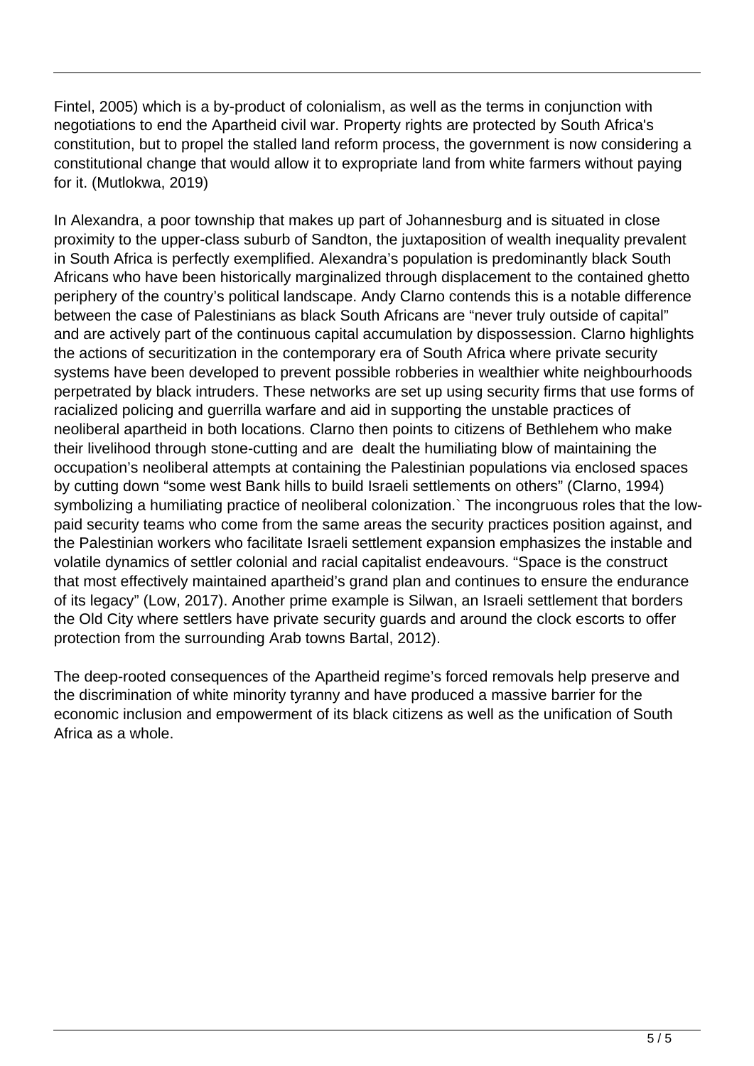Fintel, 2005) which is a by-product of colonialism, as well as the terms in conjunction with negotiations to end the Apartheid civil war. Property rights are protected by South Africa's constitution, but to propel the stalled land reform process, the government is now considering a constitutional change that would allow it to expropriate land from white farmers without paying for it. (Mutlokwa, 2019)

In Alexandra, a poor township that makes up part of Johannesburg and is situated in close proximity to the upper-class suburb of Sandton, the juxtaposition of wealth inequality prevalent in South Africa is perfectly exemplified. Alexandra's population is predominantly black South Africans who have been historically marginalized through displacement to the contained ghetto periphery of the country's political landscape. Andy Clarno contends this is a notable difference between the case of Palestinians as black South Africans are "never truly outside of capital" and are actively part of the continuous capital accumulation by dispossession. Clarno highlights the actions of securitization in the contemporary era of South Africa where private security systems have been developed to prevent possible robberies in wealthier white neighbourhoods perpetrated by black intruders. These networks are set up using security firms that use forms of racialized policing and guerrilla warfare and aid in supporting the unstable practices of neoliberal apartheid in both locations. Clarno then points to citizens of Bethlehem who make their livelihood through stone-cutting and are dealt the humiliating blow of maintaining the occupation's neoliberal attempts at containing the Palestinian populations via enclosed spaces by cutting down "some west Bank hills to build Israeli settlements on others" (Clarno, 1994) symbolizing a humiliating practice of neoliberal colonization.` The incongruous roles that the low-paid security teams who come from the same areas the security practices position against, and the Palestinian workers who facilitate Israeli settlement expansion emphasizes the instable and volatile dynamics of settler colonial and racial capitalist endeavours. "Space is the construct that most effectively maintained apartheid's grand plan and continues to ensure the endurance of its legacy" (Low, 2017). Another prime example is Silwan, an Israeli settlement that borders the Old City where settlers have private security guards and around the clock escorts to offer protection from the surrounding Arab towns Bartal, 2012).

The deep-rooted consequences of the Apartheid regime's forced removals help preserve and the discrimination of white minority tyranny and have produced a massive barrier for the economic inclusion and empowerment of its black citizens as well as the unification of South Africa as a whole.